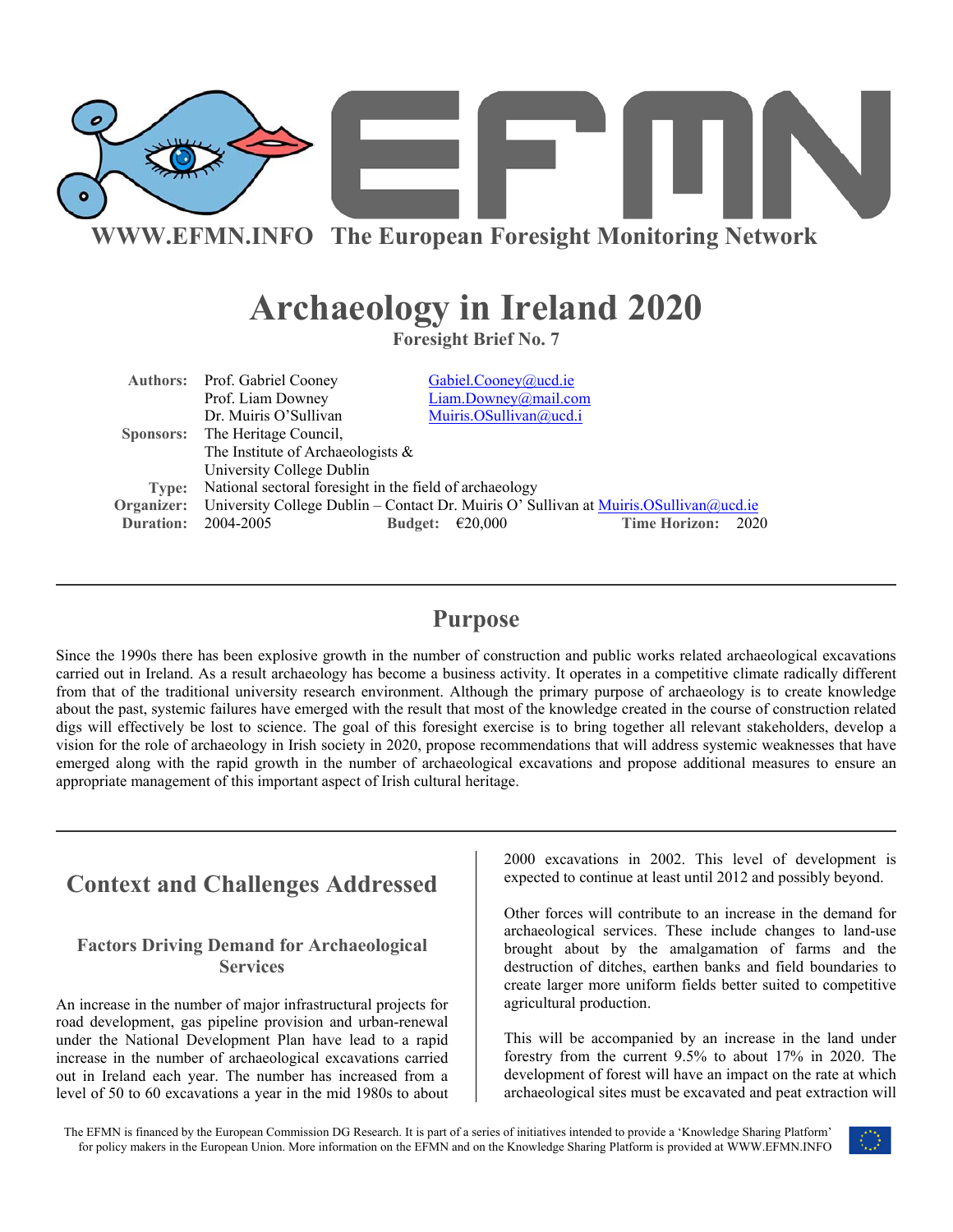**WWW.EFMN.INFO The European Foresight Monitoring Network**

# Archaeology in Ireland 2020

**Foresight Brief No. 7**

| | | |
|---|---|---|
| **Authors:** | Prof. Gabriel Cooney | Gabiel.Cooney@ucd.ie |
| | Prof. Liam Downey | Liam.Downey@mail.com |
| | Dr. Muiris O'Sullivan | Muiris.OSullivan@ucd.i |
| **Sponsors:** | The Heritage Council, The Institute of Archaeologists & University College Dublin | |
| **Type:** | National sectoral foresight in the field of archaeology | |
| **Organizer:** | University College Dublin – Contact Dr. Muiris O' Sullivan at Muiris.OSullivan@ucd.ie | |
| **Duration:** | 2004-2005 **Budget:** €20,000 **Time Horizon:** 2020 | |

## Purpose

Since the 1990s there has been explosive growth in the number of construction and public works related archaeological excavations carried out in Ireland. As a result archaeology has become a business activity. It operates in a competitive climate radically different from that of the traditional university research environment. Although the primary purpose of archaeology is to create knowledge about the past, systemic failures have emerged with the result that most of the knowledge created in the course of construction related digs will effectively be lost to science. The goal of this foresight exercise is to bring together all relevant stakeholders, develop a vision for the role of archaeology in Irish society in 2020, propose recommendations that will address systemic weaknesses that have emerged along with the rapid growth in the number of archaeological excavations and propose additional measures to ensure an appropriate management of this important aspect of Irish cultural heritage.

## Context and Challenges Addressed

### Factors Driving Demand for Archaeological Services

An increase in the number of major infrastructural projects for road development, gas pipeline provision and urban-renewal under the National Development Plan have lead to a rapid increase in the number of archaeological excavations carried out in Ireland each year. The number has increased from a level of 50 to 60 excavations a year in the mid 1980s to about 2000 excavations in 2002. This level of development is expected to continue at least until 2012 and possibly beyond.

Other forces will contribute to an increase in the demand for archaeological services. These include changes to land-use brought about by the amalgamation of farms and the destruction of ditches, earthen banks and field boundaries to create larger more uniform fields better suited to competitive agricultural production.

This will be accompanied by an increase in the land under forestry from the current 9.5% to about 17% in 2020. The development of forest will have an impact on the rate at which archaeological sites must be excavated and peat extraction will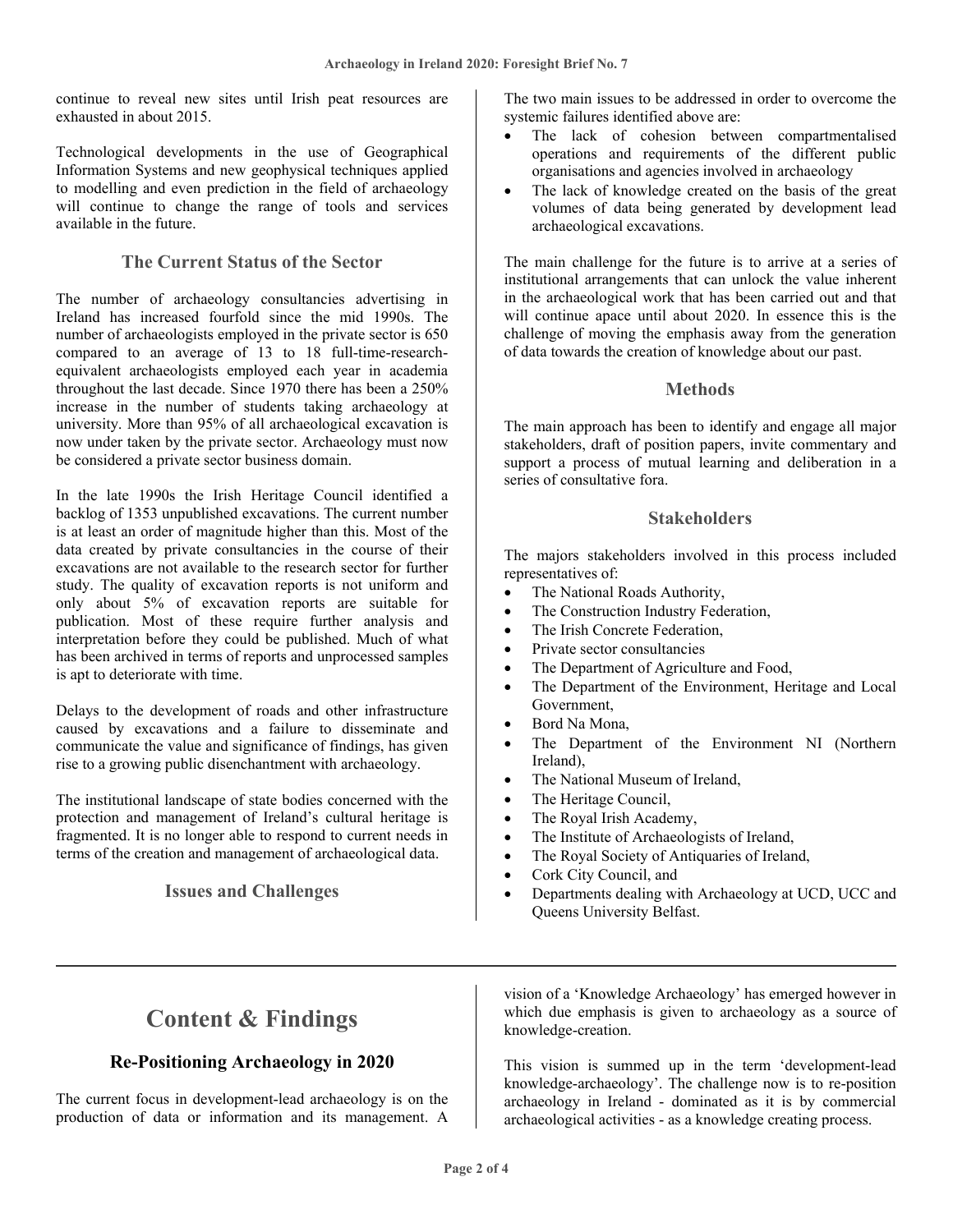continue to reveal new sites until Irish peat resources are exhausted in about 2015.

Technological developments in the use of Geographical Information Systems and new geophysical techniques applied to modelling and even prediction in the field of archaeology will continue to change the range of tools and services available in the future.

### The Current Status of the Sector

The number of archaeology consultancies advertising in Ireland has increased fourfold since the mid 1990s. The number of archaeologists employed in the private sector is 650 compared to an average of 13 to 18 full-time-research-equivalent archaeologists employed each year in academia throughout the last decade. Since 1970 there has been a 250% increase in the number of students taking archaeology at university. More than 95% of all archaeological excavation is now under taken by the private sector. Archaeology must now be considered a private sector business domain.

In the late 1990s the Irish Heritage Council identified a backlog of 1353 unpublished excavations. The current number is at least an order of magnitude higher than this. Most of the data created by private consultancies in the course of their excavations are not available to the research sector for further study. The quality of excavation reports is not uniform and only about 5% of excavation reports are suitable for publication. Most of these require further analysis and interpretation before they could be published. Much of what has been archived in terms of reports and unprocessed samples is apt to deteriorate with time.

Delays to the development of roads and other infrastructure caused by excavations and a failure to disseminate and communicate the value and significance of findings, has given rise to a growing public disenchantment with archaeology.

The institutional landscape of state bodies concerned with the protection and management of Ireland's cultural heritage is fragmented. It is no longer able to respond to current needs in terms of the creation and management of archaeological data.

### Issues and Challenges

The two main issues to be addressed in order to overcome the systemic failures identified above are:

- The lack of cohesion between compartmentalised operations and requirements of the different public organisations and agencies involved in archaeology
- The lack of knowledge created on the basis of the great volumes of data being generated by development lead archaeological excavations.

The main challenge for the future is to arrive at a series of institutional arrangements that can unlock the value inherent in the archaeological work that has been carried out and that will continue apace until about 2020. In essence this is the challenge of moving the emphasis away from the generation of data towards the creation of knowledge about our past.

### Methods

The main approach has been to identify and engage all major stakeholders, draft of position papers, invite commentary and support a process of mutual learning and deliberation in a series of consultative fora.

### Stakeholders

The majors stakeholders involved in this process included representatives of:

- The National Roads Authority,
- The Construction Industry Federation,
- The Irish Concrete Federation,
- Private sector consultancies
- The Department of Agriculture and Food,
- The Department of the Environment, Heritage and Local Government,
- Bord Na Mona,
- The Department of the Environment NI (Northern Ireland),
- The National Museum of Ireland,
- The Heritage Council,
- The Royal Irish Academy,
- The Institute of Archaeologists of Ireland,
- The Royal Society of Antiquaries of Ireland,
- Cork City Council, and
- Departments dealing with Archaeology at UCD, UCC and Queens University Belfast.

## Content & Findings

### Re-Positioning Archaeology in 2020

The current focus in development-lead archaeology is on the production of data or information and its management. A vision of a 'Knowledge Archaeology' has emerged however in which due emphasis is given to archaeology as a source of knowledge-creation.

This vision is summed up in the term 'development-lead knowledge-archaeology'. The challenge now is to re-position archaeology in Ireland - dominated as it is by commercial archaeological activities - as a knowledge creating process.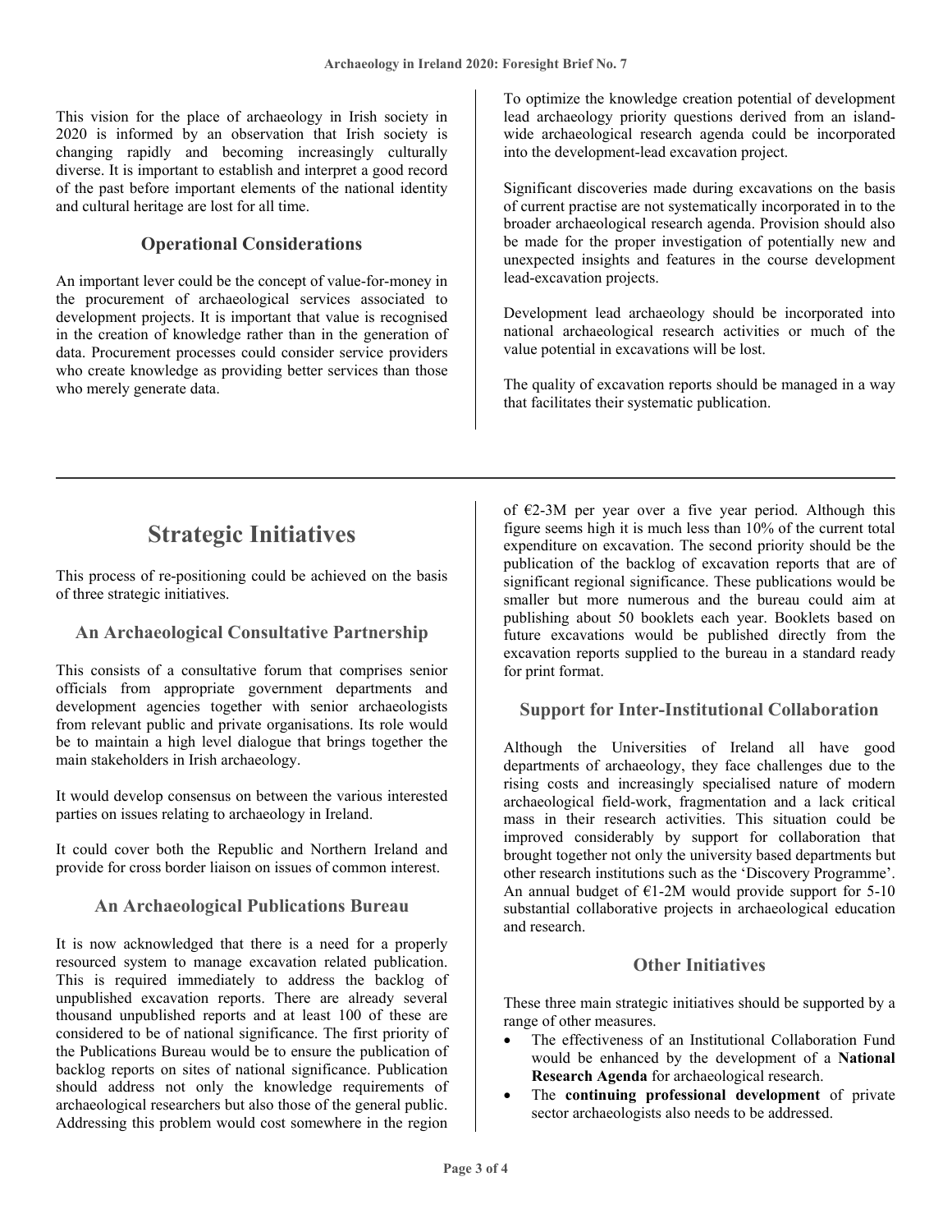This vision for the place of archaeology in Irish society in 2020 is informed by an observation that Irish society is changing rapidly and becoming increasingly culturally diverse. It is important to establish and interpret a good record of the past before important elements of the national identity and cultural heritage are lost for all time.

### Operational Considerations

An important lever could be the concept of value-for-money in the procurement of archaeological services associated to development projects. It is important that value is recognised in the creation of knowledge rather than in the generation of data. Procurement processes could consider service providers who create knowledge as providing better services than those who merely generate data.

To optimize the knowledge creation potential of development lead archaeology priority questions derived from an island-wide archaeological research agenda could be incorporated into the development-lead excavation project.

Significant discoveries made during excavations on the basis of current practise are not systematically incorporated in to the broader archaeological research agenda. Provision should also be made for the proper investigation of potentially new and unexpected insights and features in the course development lead-excavation projects.

Development lead archaeology should be incorporated into national archaeological research activities or much of the value potential in excavations will be lost.

The quality of excavation reports should be managed in a way that facilitates their systematic publication.

## Strategic Initiatives

This process of re-positioning could be achieved on the basis of three strategic initiatives.

### An Archaeological Consultative Partnership

This consists of a consultative forum that comprises senior officials from appropriate government departments and development agencies together with senior archaeologists from relevant public and private organisations. Its role would be to maintain a high level dialogue that brings together the main stakeholders in Irish archaeology.

It would develop consensus on between the various interested parties on issues relating to archaeology in Ireland.

It could cover both the Republic and Northern Ireland and provide for cross border liaison on issues of common interest.

### An Archaeological Publications Bureau

It is now acknowledged that there is a need for a properly resourced system to manage excavation related publication. This is required immediately to address the backlog of unpublished excavation reports. There are already several thousand unpublished reports and at least 100 of these are considered to be of national significance. The first priority of the Publications Bureau would be to ensure the publication of backlog reports on sites of national significance. Publication should address not only the knowledge requirements of archaeological researchers but also those of the general public. Addressing this problem would cost somewhere in the region of €2-3M per year over a five year period. Although this figure seems high it is much less than 10% of the current total expenditure on excavation. The second priority should be the publication of the backlog of excavation reports that are of significant regional significance. These publications would be smaller but more numerous and the bureau could aim at publishing about 50 booklets each year. Booklets based on future excavations would be published directly from the excavation reports supplied to the bureau in a standard ready for print format.

### Support for Inter-Institutional Collaboration

Although the Universities of Ireland all have good departments of archaeology, they face challenges due to the rising costs and increasingly specialised nature of modern archaeological field-work, fragmentation and a lack critical mass in their research activities. This situation could be improved considerably by support for collaboration that brought together not only the university based departments but other research institutions such as the 'Discovery Programme'. An annual budget of €1-2M would provide support for 5-10 substantial collaborative projects in archaeological education and research.

### Other Initiatives

These three main strategic initiatives should be supported by a range of other measures.

- The effectiveness of an Institutional Collaboration Fund would be enhanced by the development of a **National Research Agenda** for archaeological research.
- The **continuing professional development** of private sector archaeologists also needs to be addressed.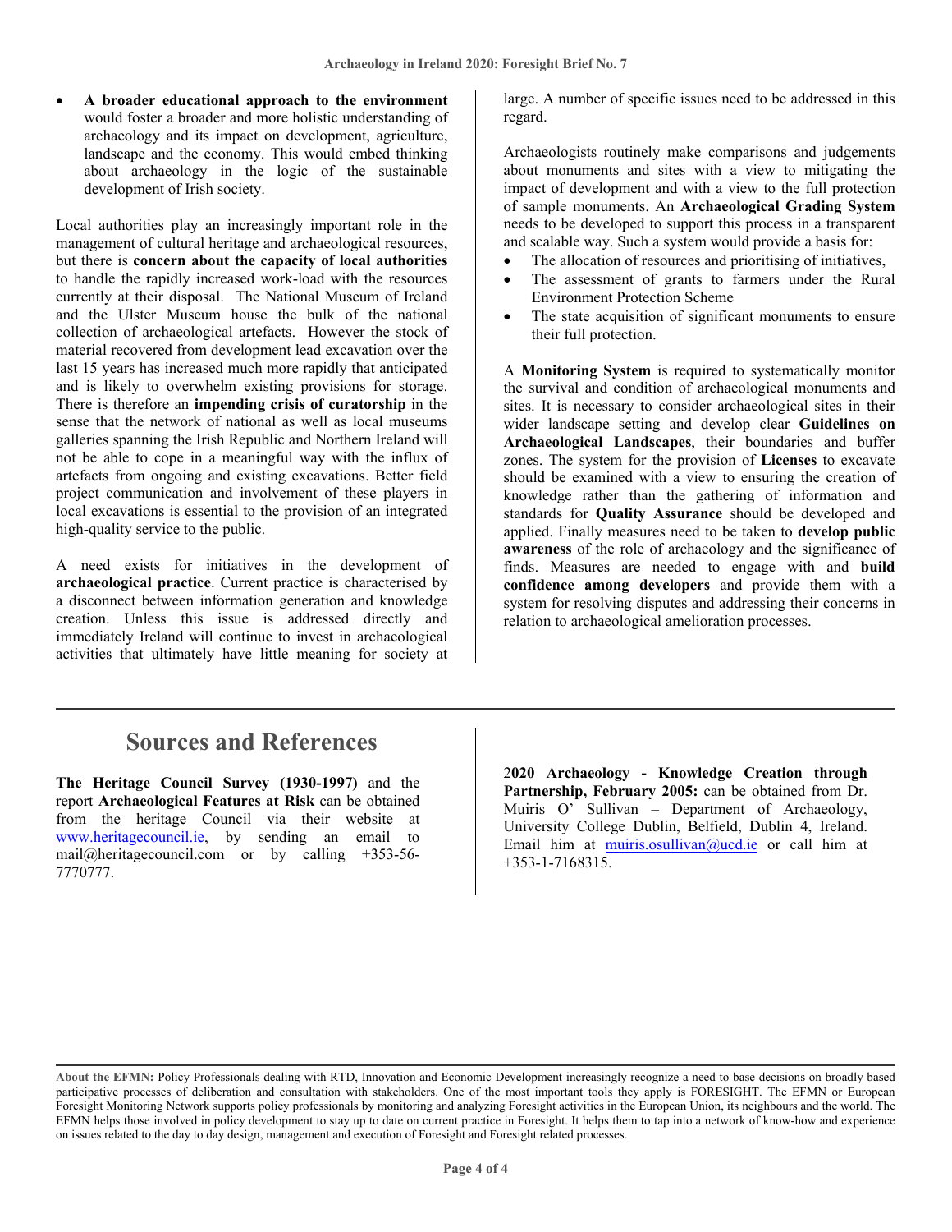- **A broader educational approach to the environment** would foster a broader and more holistic understanding of archaeology and its impact on development, agriculture, landscape and the economy. This would embed thinking about archaeology in the logic of the sustainable development of Irish society.

Local authorities play an increasingly important role in the management of cultural heritage and archaeological resources, but there is **concern about the capacity of local authorities** to handle the rapidly increased work-load with the resources currently at their disposal. The National Museum of Ireland and the Ulster Museum house the bulk of the national collection of archaeological artefacts. However the stock of material recovered from development lead excavation over the last 15 years has increased much more rapidly that anticipated and is likely to overwhelm existing provisions for storage. There is therefore an **impending crisis of curatorship** in the sense that the network of national as well as local museums galleries spanning the Irish Republic and Northern Ireland will not be able to cope in a meaningful way with the influx of artefacts from ongoing and existing excavations. Better field project communication and involvement of these players in local excavations is essential to the provision of an integrated high-quality service to the public.

A need exists for initiatives in the development of **archaeological practice**. Current practice is characterised by a disconnect between information generation and knowledge creation. Unless this issue is addressed directly and immediately Ireland will continue to invest in archaeological activities that ultimately have little meaning for society at large. A number of specific issues need to be addressed in this regard.

Archaeologists routinely make comparisons and judgements about monuments and sites with a view to mitigating the impact of development and with a view to the full protection of sample monuments. An **Archaeological Grading System** needs to be developed to support this process in a transparent and scalable way. Such a system would provide a basis for:

- The allocation of resources and prioritising of initiatives,
- The assessment of grants to farmers under the Rural Environment Protection Scheme
- The state acquisition of significant monuments to ensure their full protection.

A **Monitoring System** is required to systematically monitor the survival and condition of archaeological monuments and sites. It is necessary to consider archaeological sites in their wider landscape setting and develop clear **Guidelines on Archaeological Landscapes**, their boundaries and buffer zones. The system for the provision of **Licenses** to excavate should be examined with a view to ensuring the creation of knowledge rather than the gathering of information and standards for **Quality Assurance** should be developed and applied. Finally measures need to be taken to **develop public awareness** of the role of archaeology and the significance of finds. Measures are needed to engage with and **build confidence among developers** and provide them with a system for resolving disputes and addressing their concerns in relation to archaeological amelioration processes.

## Sources and References

**The Heritage Council Survey (1930-1997)** and the report **Archaeological Features at Risk** can be obtained from the heritage Council via their website at www.heritagecouncil.ie, by sending an email to mail@heritagecouncil.com or by calling +353-56-7770777.

2**020 Archaeology - Knowledge Creation through Partnership, February 2005:** can be obtained from Dr. Muiris O' Sullivan – Department of Archaeology, University College Dublin, Belfield, Dublin 4, Ireland. Email him at muiris.osullivan@ucd.ie or call him at +353-1-7168315.

**About the EFMN:** Policy Professionals dealing with RTD, Innovation and Economic Development increasingly recognize a need to base decisions on broadly based participative processes of deliberation and consultation with stakeholders. One of the most important tools they apply is FORESIGHT. The EFMN or European Foresight Monitoring Network supports policy professionals by monitoring and analyzing Foresight activities in the European Union, its neighbours and the world. The EFMN helps those involved in policy development to stay up to date on current practice in Foresight. It helps them to tap into a network of know-how and experience on issues related to the day to day design, management and execution of Foresight and Foresight related processes.